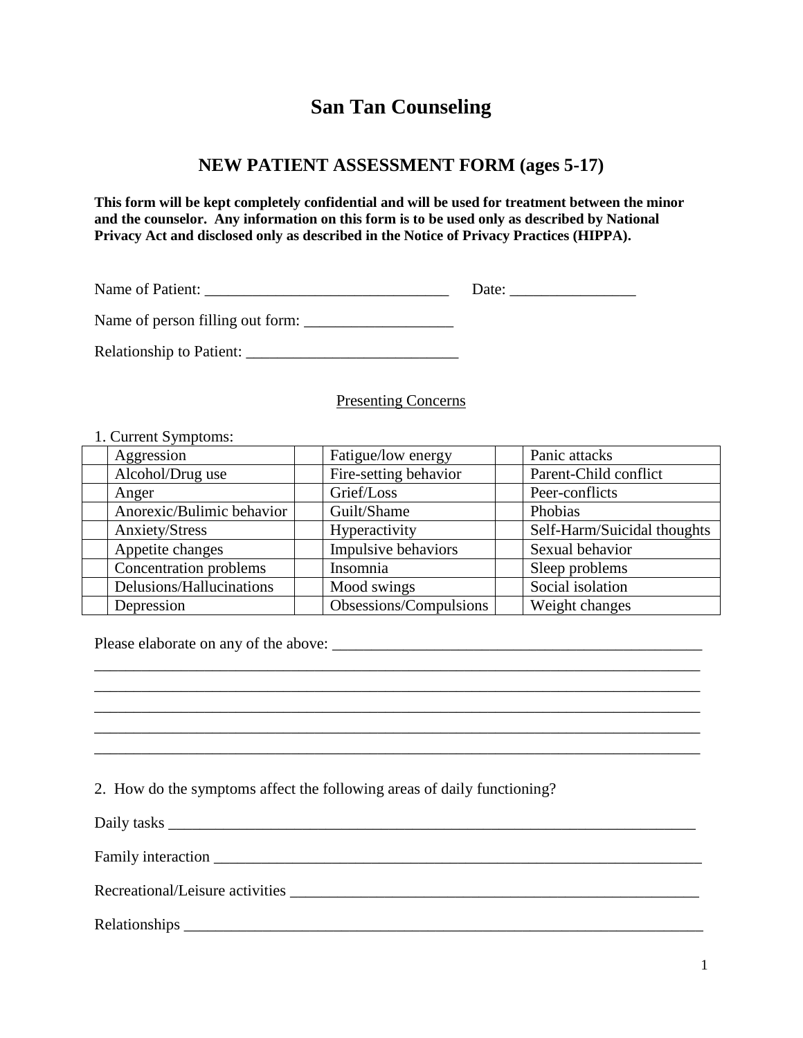# San Tan Counseling

## NEW PATIENT ASSESSMENT FORM (ages 5-17)

**This form will be kept completely confidential and will be used for treatment between the minor and the counselor. Any information on this form is to be used only as described by National Privacy Act and disclosed only as described in the Notice of Privacy Practices (HIPPA).**

Name of Patient: _______________________________ Date: ________________

Name of person filling out form: ___________________

Relationship to Patient: ___________________________

Presenting Concerns

1. Current Symptoms:

| | | | | | |
|---|---|---|---|---|---|
| | Aggression | | Fatigue/low energy | | Panic attacks |
| | Alcohol/Drug use | | Fire-setting behavior | | Parent-Child conflict |
| | Anger | | Grief/Loss | | Peer-conflicts |
| | Anorexic/Bulimic behavior | | Guilt/Shame | | Phobias |
| | Anxiety/Stress | | Hyperactivity | | Self-Harm/Suicidal thoughts |
| | Appetite changes | | Impulsive behaviors | | Sexual behavior |
| | Concentration problems | | Insomnia | | Sleep problems |
| | Delusions/Hallucinations | | Mood swings | | Social isolation |
| | Depression | | Obsessions/Compulsions | | Weight changes |

Please elaborate on any of the above: _______________________________________________
_____________________________________________________________________________
_____________________________________________________________________________
_____________________________________________________________________________
_____________________________________________________________________________
_____________________________________________________________________________

2. How do the symptoms affect the following areas of daily functioning?

Daily tasks ______________________________________________________________________

Family interaction _________________________________________________________________

Recreational/Leisure activities ______________________________________________________

Relationships _____________________________________________________________________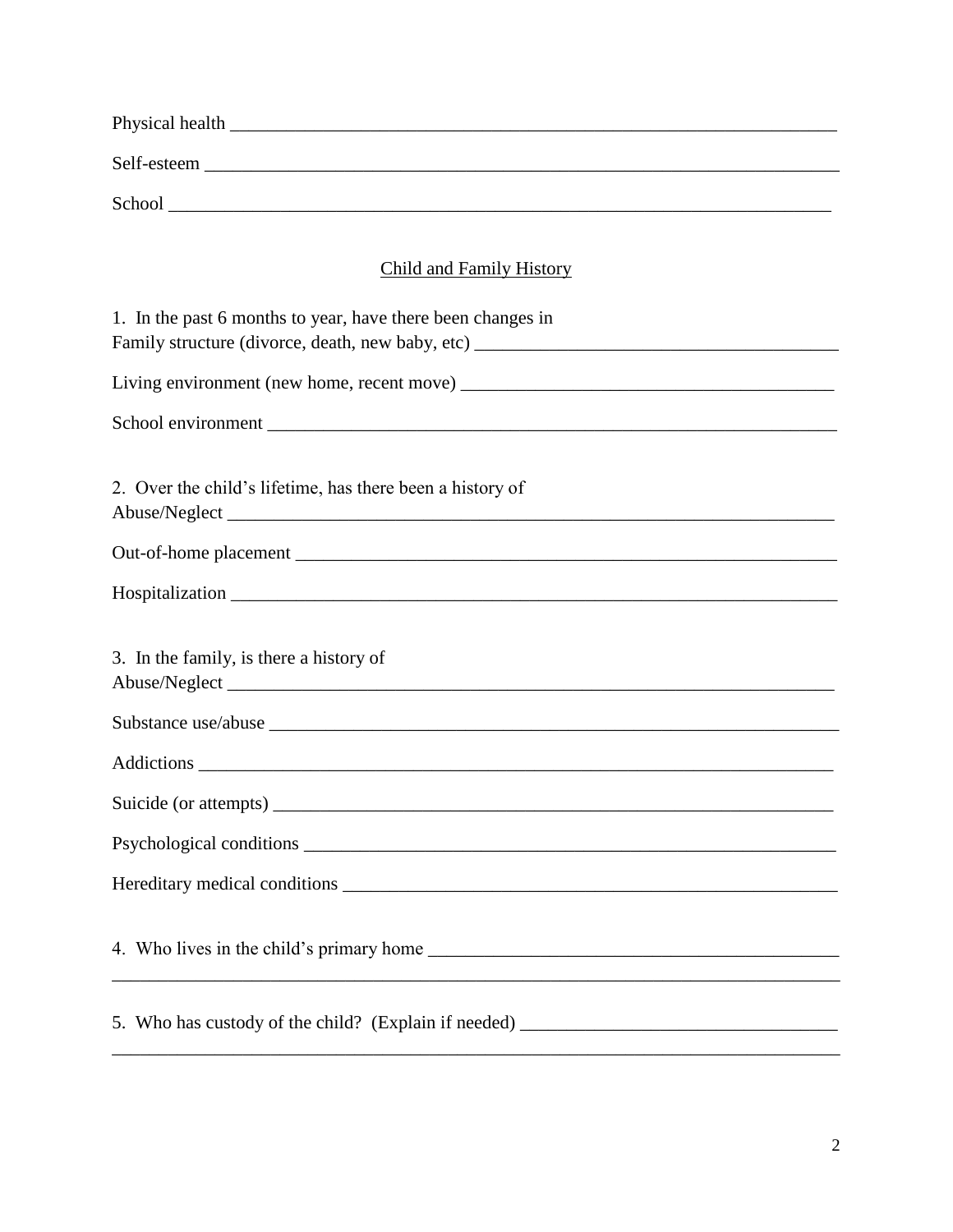Physical health ______________________________________________________________________

Self-esteem ________________________________________________________________________

School ____________________________________________________________________________

## Child and Family History

1. In the past 6 months to year, have there been changes in
Family structure (divorce, death, new baby, etc) _____________________________________

Living environment (new home, recent move) _______________________________________

School environment __________________________________________________________

2. Over the child's lifetime, has there been a history of
Abuse/Neglect _______________________________________________________________

Out-of-home placement _______________________________________________________

Hospitalization _______________________________________________________________

3. In the family, is there a history of
Abuse/Neglect _______________________________________________________________

Substance use/abuse __________________________________________________________

Addictions ___________________________________________________________________

Suicide (or attempts) __________________________________________________________

Psychological conditions _______________________________________________________

Hereditary medical conditions ___________________________________________________

4. Who lives in the child's primary home _________________________________________
___________________________________________________________________________

5. Who has custody of the child? (Explain if needed) ______________________________
___________________________________________________________________________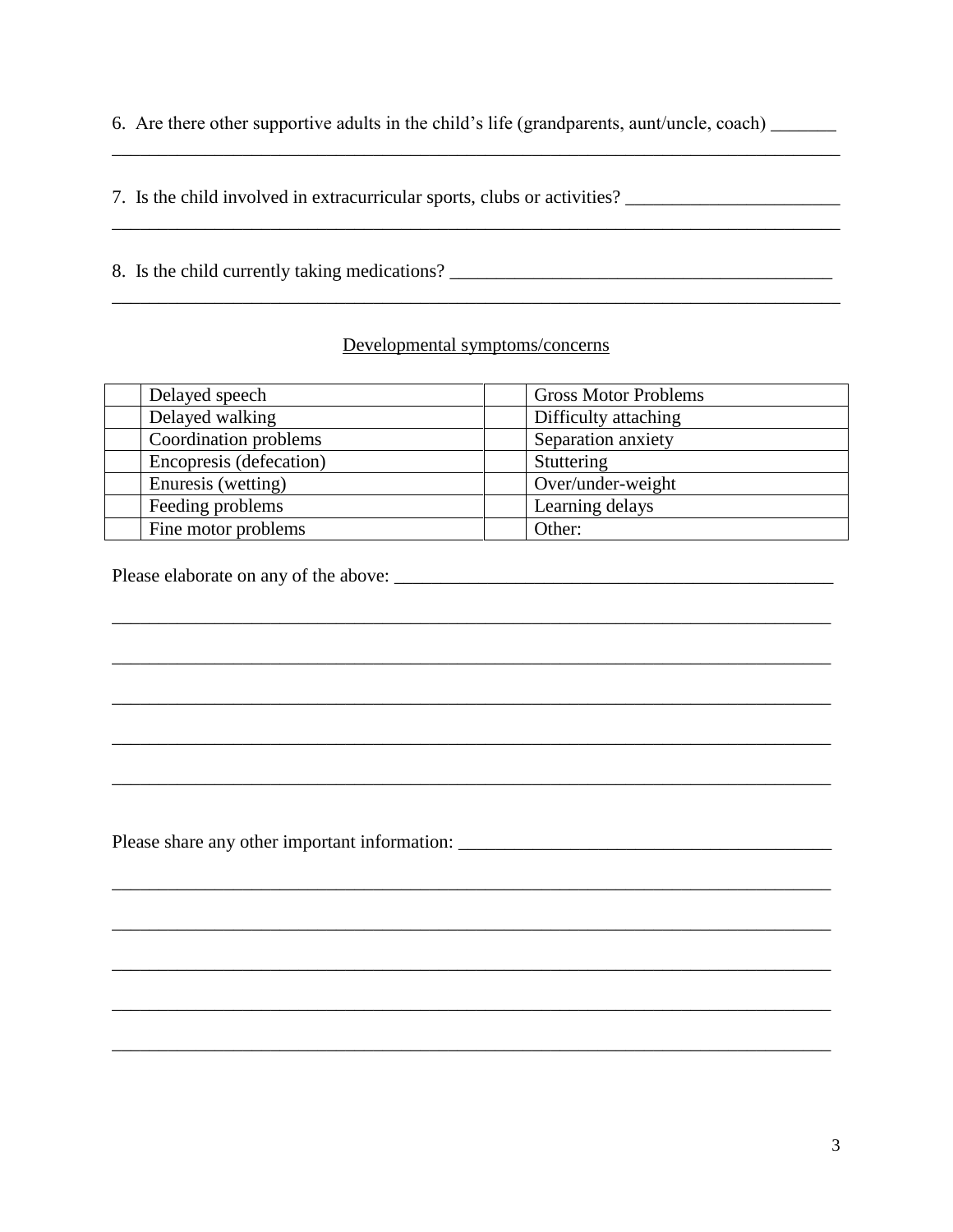6. Are there other supportive adults in the child's life (grandparents, aunt/uncle, coach) _______
___________________________________________________________________________________

7. Is the child involved in extracurricular sports, clubs or activities? _______________________
___________________________________________________________________________________

8. Is the child currently taking medications? __________________________________________
___________________________________________________________________________________

## Developmental symptoms/concerns

| | | | |
|---|---|---|---|
| | Delayed speech | | Gross Motor Problems |
| | Delayed walking | | Difficulty attaching |
| | Coordination problems | | Separation anxiety |
| | Encopresis (defecation) | | Stuttering |
| | Enuresis (wetting) | | Over/under-weight |
| | Feeding problems | | Learning delays |
| | Fine motor problems | | Other: |

Please elaborate on any of the above: _______________________________________________
___________________________________________________________________________________
___________________________________________________________________________________
___________________________________________________________________________________
___________________________________________________________________________________
___________________________________________________________________________________

Please share any other important information: ________________________________________
___________________________________________________________________________________
___________________________________________________________________________________
___________________________________________________________________________________
___________________________________________________________________________________
___________________________________________________________________________________